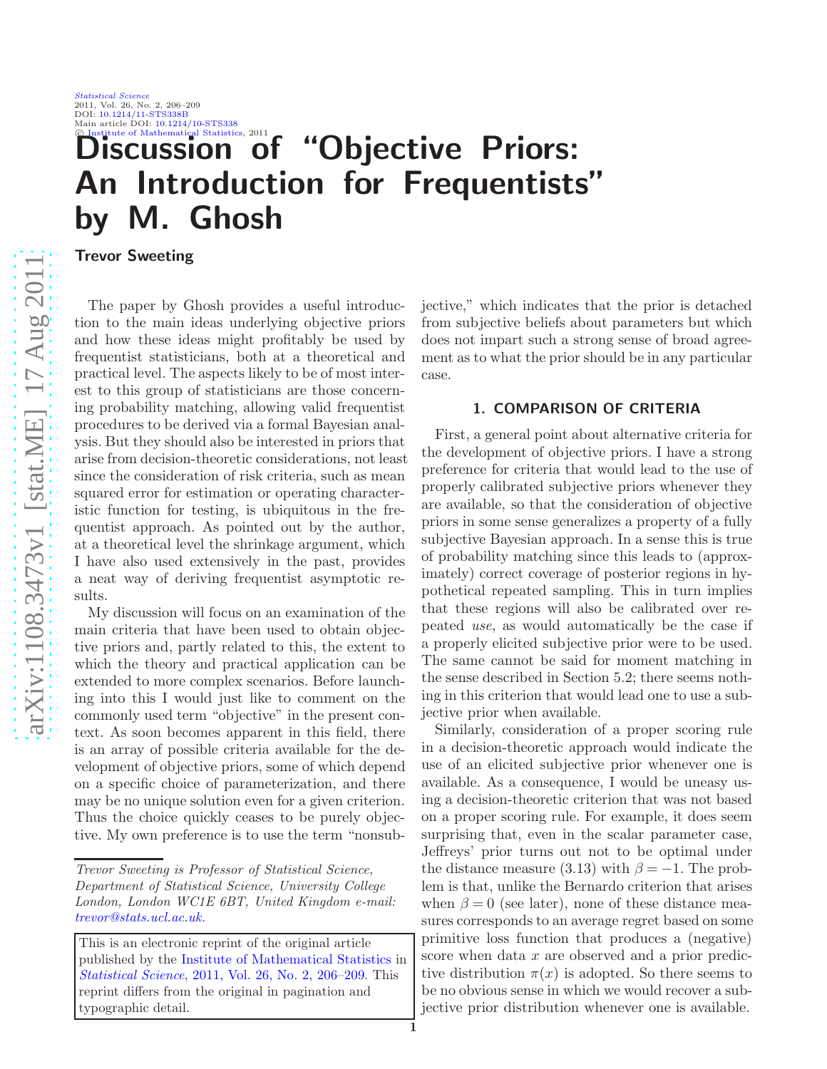# Discussion of "Objective Priors: An Introduction for Frequentists" by M. Ghosh

**Trevor Sweeting**

The paper by Ghosh provides a useful introduction to the main ideas underlying objective priors and how these ideas might profitably be used by frequentist statisticians, both at a theoretical and practical level. The aspects likely to be of most interest to this group of statisticians are those concerning probability matching, allowing valid frequentist procedures to be derived via a formal Bayesian analysis. But they should also be interested in priors that arise from decision-theoretic considerations, not least since the consideration of risk criteria, such as mean squared error for estimation or operating characteristic function for testing, is ubiquitous in the frequentist approach. As pointed out by the author, at a theoretical level the shrinkage argument, which I have also used extensively in the past, provides a neat way of deriving frequentist asymptotic results.

My discussion will focus on an examination of the main criteria that have been used to obtain objective priors and, partly related to this, the extent to which the theory and practical application can be extended to more complex scenarios. Before launching into this I would just like to comment on the commonly used term "objective" in the present context. As soon becomes apparent in this field, there is an array of possible criteria available for the development of objective priors, some of which depend on a specific choice of parameterization, and there may be no unique solution even for a given criterion. Thus the choice quickly ceases to be purely objective. My own preference is to use the term "nonsubjective," which indicates that the prior is detached from subjective beliefs about parameters but which does not impart such a strong sense of broad agreement as to what the prior should be in any particular case.

*Trevor Sweeting is Professor of Statistical Science, Department of Statistical Science, University College London, London WC1E 6BT, United Kingdom e-mail: trevor@stats.ucl.ac.uk.*

This is an electronic reprint of the original article published by the Institute of Mathematical Statistics in *Statistical Science*, 2011, Vol. 26, No. 2, 206–209. This reprint differs from the original in pagination and typographic detail.

## 1. COMPARISON OF CRITERIA

First, a general point about alternative criteria for the development of objective priors. I have a strong preference for criteria that would lead to the use of properly calibrated subjective priors whenever they are available, so that the consideration of objective priors in some sense generalizes a property of a fully subjective Bayesian approach. In a sense this is true of probability matching since this leads to (approximately) correct coverage of posterior regions in hypothetical repeated sampling. This in turn implies that these regions will also be calibrated over repeated *use*, as would automatically be the case if a properly elicited subjective prior were to be used. The same cannot be said for moment matching in the sense described in Section 5.2; there seems nothing in this criterion that would lead one to use a subjective prior when available.

Similarly, consideration of a proper scoring rule in a decision-theoretic approach would indicate the use of an elicited subjective prior whenever one is available. As a consequence, I would be uneasy using a decision-theoretic criterion that was not based on a proper scoring rule. For example, it does seem surprising that, even in the scalar parameter case, Jeffreys' prior turns out not to be optimal under the distance measure (3.13) with $\beta = -1$. The problem is that, unlike the Bernardo criterion that arises when $\beta = 0$ (see later), none of these distance measures corresponds to an average regret based on some primitive loss function that produces a (negative) score when data $x$ are observed and a prior predictive distribution $\pi(x)$ is adopted. So there seems to be no obvious sense in which we would recover a subjective prior distribution whenever one is available.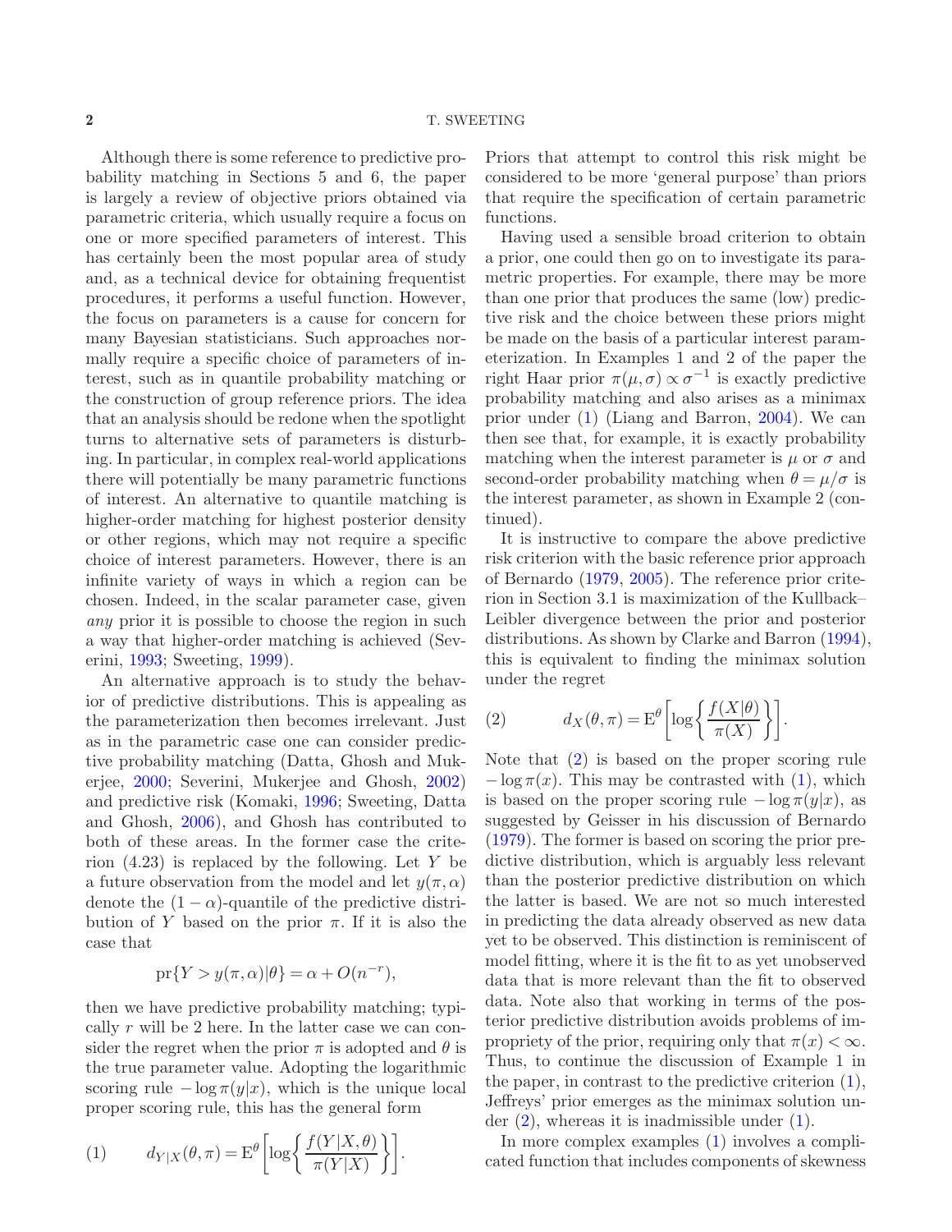Although there is some reference to predictive probability matching in Sections 5 and 6, the paper is largely a review of objective priors obtained via parametric criteria, which usually require a focus on one or more specified parameters of interest. This has certainly been the most popular area of study and, as a technical device for obtaining frequentist procedures, it performs a useful function. However, the focus on parameters is a cause for concern for many Bayesian statisticians. Such approaches normally require a specific choice of parameters of interest, such as in quantile probability matching or the construction of group reference priors. The idea that an analysis should be redone when the spotlight turns to alternative sets of parameters is disturbing. In particular, in complex real-world applications there will potentially be many parametric functions of interest. An alternative to quantile matching is higher-order matching for highest posterior density or other regions, which may not require a specific choice of interest parameters. However, there is an infinite variety of ways in which a region can be chosen. Indeed, in the scalar parameter case, given *any* prior it is possible to choose the region in such a way that higher-order matching is achieved (Severini, 1993; Sweeting, 1999).

An alternative approach is to study the behavior of predictive distributions. This is appealing as the parameterization then becomes irrelevant. Just as in the parametric case one can consider predictive probability matching (Datta, Ghosh and Mukerjee, 2000; Severini, Mukerjee and Ghosh, 2002) and predictive risk (Komaki, 1996; Sweeting, Datta and Ghosh, 2006), and Ghosh has contributed to both of these areas. In the former case the criterion (4.23) is replaced by the following. Let $Y$ be a future observation from the model and let $y(\pi, \alpha)$ denote the $(1-\alpha)$-quantile of the predictive distribution of $Y$ based on the prior $\pi$. If it is also the case that

$$\mathrm{pr}\{Y > y(\pi, \alpha)|\theta\} = \alpha + O(n^{-r}),$$

then we have predictive probability matching; typically $r$ will be 2 here. In the latter case we can consider the regret when the prior $\pi$ is adopted and $\theta$ is the true parameter value. Adopting the logarithmic scoring rule $-\log \pi(y|x)$, which is the unique local proper scoring rule, this has the general form

$$d_{Y|X}(\theta, \pi) = \mathrm{E}^{\theta}\left[\log\left\{\frac{f(Y|X, \theta)}{\pi(Y|X)}\right\}\right]. \tag{1}$$

Priors that attempt to control this risk might be considered to be more 'general purpose' than priors that require the specification of certain parametric functions.

Having used a sensible broad criterion to obtain a prior, one could then go on to investigate its parametric properties. For example, there may be more than one prior that produces the same (low) predictive risk and the choice between these priors might be made on the basis of a particular interest parameterization. In Examples 1 and 2 of the paper the right Haar prior $\pi(\mu, \sigma) \propto \sigma^{-1}$ is exactly predictive probability matching and also arises as a minimax prior under (1) (Liang and Barron, 2004). We can then see that, for example, it is exactly probability matching when the interest parameter is $\mu$ or $\sigma$ and second-order probability matching when $\theta = \mu/\sigma$ is the interest parameter, as shown in Example 2 (continued).

It is instructive to compare the above predictive risk criterion with the basic reference prior approach of Bernardo (1979, 2005). The reference prior criterion in Section 3.1 is maximization of the Kullback–Leibler divergence between the prior and posterior distributions. As shown by Clarke and Barron (1994), this is equivalent to finding the minimax solution under the regret

$$d_X(\theta, \pi) = \mathrm{E}^{\theta}\left[\log\left\{\frac{f(X|\theta)}{\pi(X)}\right\}\right]. \tag{2}$$

Note that (2) is based on the proper scoring rule $-\log \pi(x)$. This may be contrasted with (1), which is based on the proper scoring rule $-\log \pi(y|x)$, as suggested by Geisser in his discussion of Bernardo (1979). The former is based on scoring the prior predictive distribution, which is arguably less relevant than the posterior predictive distribution on which the latter is based. We are not so much interested in predicting the data already observed as new data yet to be observed. This distinction is reminiscent of model fitting, where it is the fit to as yet unobserved data that is more relevant than the fit to observed data. Note also that working in terms of the posterior predictive distribution avoids problems of impropriety of the prior, requiring only that $\pi(x) < \infty$. Thus, to continue the discussion of Example 1 in the paper, in contrast to the predictive criterion (1), Jeffreys' prior emerges as the minimax solution under (2), whereas it is inadmissible under (1).

In more complex examples (1) involves a complicated function that includes components of skewness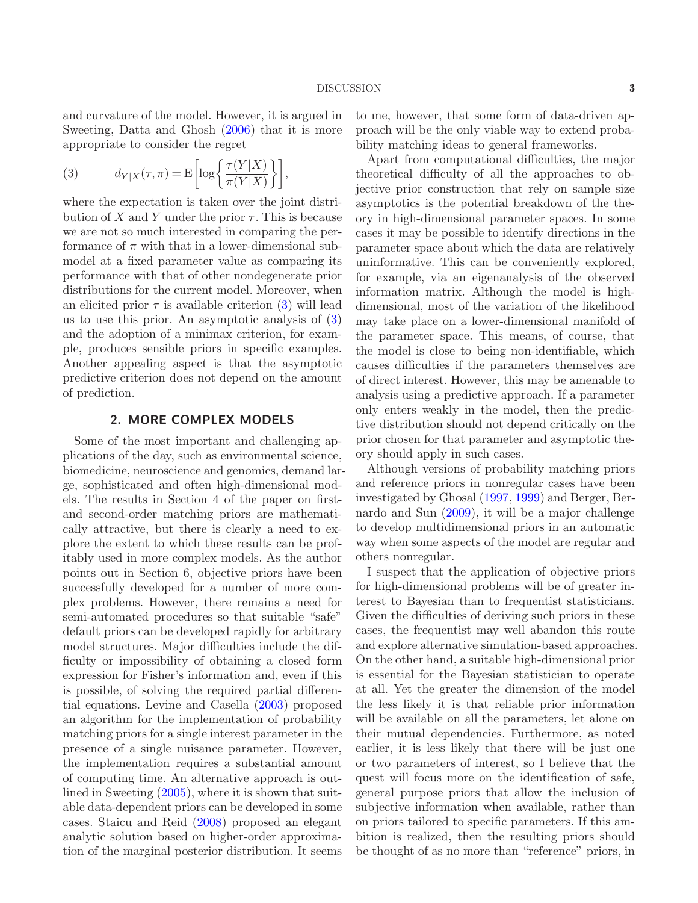and curvature of the model. However, it is argued in Sweeting, Datta and Ghosh (2006) that it is more appropriate to consider the regret

$$d_{Y|X}(\tau,\pi) = \mathrm{E}\left[\log\left\{\frac{\tau(Y|X)}{\pi(Y|X)}\right\}\right], \tag{3}$$

where the expectation is taken over the joint distribution of $X$ and $Y$ under the prior $\tau$. This is because we are not so much interested in comparing the performance of $\pi$ with that in a lower-dimensional submodel at a fixed parameter value as comparing its performance with that of other nondegenerate prior distributions for the current model. Moreover, when an elicited prior $\tau$ is available criterion (3) will lead us to use this prior. An asymptotic analysis of (3) and the adoption of a minimax criterion, for example, produces sensible priors in specific examples. Another appealing aspect is that the asymptotic predictive criterion does not depend on the amount of prediction.

## 2. MORE COMPLEX MODELS

Some of the most important and challenging applications of the day, such as environmental science, biomedicine, neuroscience and genomics, demand large, sophisticated and often high-dimensional models. The results in Section 4 of the paper on first- and second-order matching priors are mathematically attractive, but there is clearly a need to explore the extent to which these results can be profitably used in more complex models. As the author points out in Section 6, objective priors have been successfully developed for a number of more complex problems. However, there remains a need for semi-automated procedures so that suitable "safe" default priors can be developed rapidly for arbitrary model structures. Major difficulties include the difficulty or impossibility of obtaining a closed form expression for Fisher's information and, even if this is possible, of solving the required partial differential equations. Levine and Casella (2003) proposed an algorithm for the implementation of probability matching priors for a single interest parameter in the presence of a single nuisance parameter. However, the implementation requires a substantial amount of computing time. An alternative approach is outlined in Sweeting (2005), where it is shown that suitable data-dependent priors can be developed in some cases. Staicu and Reid (2008) proposed an elegant analytic solution based on higher-order approximation of the marginal posterior distribution. It seems to me, however, that some form of data-driven approach will be the only viable way to extend probability matching ideas to general frameworks.

Apart from computational difficulties, the major theoretical difficulty of all the approaches to objective prior construction that rely on sample size asymptotics is the potential breakdown of the theory in high-dimensional parameter spaces. In some cases it may be possible to identify directions in the parameter space about which the data are relatively uninformative. This can be conveniently explored, for example, via an eigenanalysis of the observed information matrix. Although the model is high-dimensional, most of the variation of the likelihood may take place on a lower-dimensional manifold of the parameter space. This means, of course, that the model is close to being non-identifiable, which causes difficulties if the parameters themselves are of direct interest. However, this may be amenable to analysis using a predictive approach. If a parameter only enters weakly in the model, then the predictive distribution should not depend critically on the prior chosen for that parameter and asymptotic theory should apply in such cases.

Although versions of probability matching priors and reference priors in nonregular cases have been investigated by Ghosal (1997, 1999) and Berger, Bernardo and Sun (2009), it will be a major challenge to develop multidimensional priors in an automatic way when some aspects of the model are regular and others nonregular.

I suspect that the application of objective priors for high-dimensional problems will be of greater interest to Bayesian than to frequentist statisticians. Given the difficulties of deriving such priors in these cases, the frequentist may well abandon this route and explore alternative simulation-based approaches. On the other hand, a suitable high-dimensional prior is essential for the Bayesian statistician to operate at all. Yet the greater the dimension of the model the less likely it is that reliable prior information will be available on all the parameters, let alone on their mutual dependencies. Furthermore, as noted earlier, it is less likely that there will be just one or two parameters of interest, so I believe that the quest will focus more on the identification of safe, general purpose priors that allow the inclusion of subjective information when available, rather than on priors tailored to specific parameters. If this ambition is realized, then the resulting priors should be thought of as no more than "reference" priors, in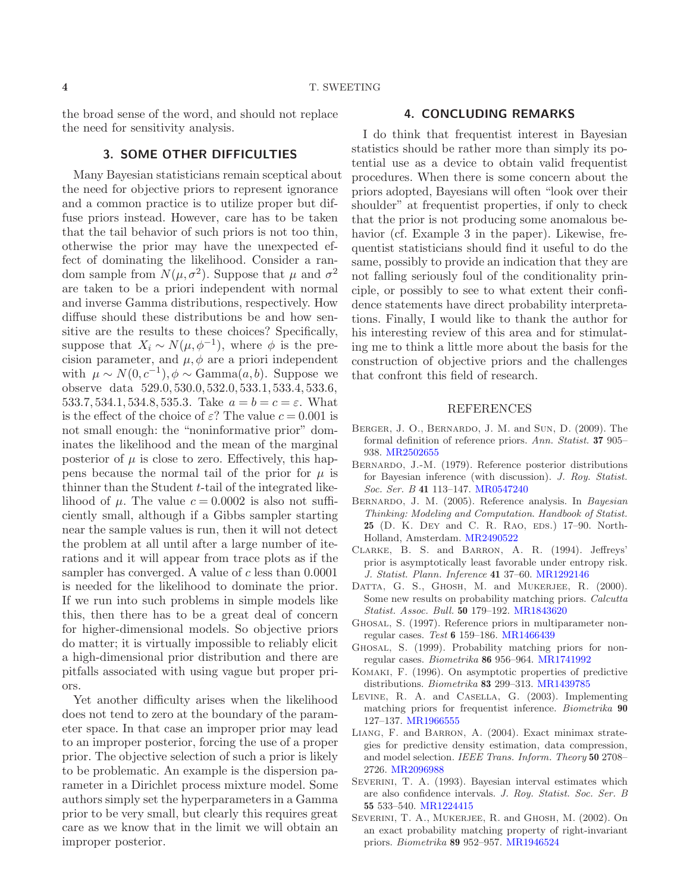the broad sense of the word, and should not replace the need for sensitivity analysis.

## 3. SOME OTHER DIFFICULTIES

Many Bayesian statisticians remain sceptical about the need for objective priors to represent ignorance and a common practice is to utilize proper but diffuse priors instead. However, care has to be taken that the tail behavior of such priors is not too thin, otherwise the prior may have the unexpected effect of dominating the likelihood. Consider a random sample from $N(\mu, \sigma^2)$. Suppose that $\mu$ and $\sigma^2$ are taken to be a priori independent with normal and inverse Gamma distributions, respectively. How diffuse should these distributions be and how sensitive are the results to these choices? Specifically, suppose that $X_i \sim N(\mu, \phi^{-1})$, where $\phi$ is the precision parameter, and $\mu, \phi$ are a priori independent with $\mu \sim N(0, c^{-1}), \phi \sim \text{Gamma}(a, b)$. Suppose we observe data $529.0, 530.0, 532.0, 533.1, 533.4, 533.6, 533.7, 534.1, 534.8, 535.3$. Take $a = b = c = \varepsilon$. What is the effect of the choice of $\varepsilon$? The value $c = 0.001$ is not small enough: the "noninformative prior" dominates the likelihood and the mean of the marginal posterior of $\mu$ is close to zero. Effectively, this happens because the normal tail of the prior for $\mu$ is thinner than the Student $t$-tail of the integrated likelihood of $\mu$. The value $c = 0.0002$ is also not sufficiently small, although if a Gibbs sampler starting near the sample values is run, then it will not detect the problem at all until after a large number of iterations and it will appear from trace plots as if the sampler has converged. A value of $c$ less than $0.0001$ is needed for the likelihood to dominate the prior. If we run into such problems in simple models like this, then there has to be a great deal of concern for higher-dimensional models. So objective priors do matter; it is virtually impossible to reliably elicit a high-dimensional prior distribution and there are pitfalls associated with using vague but proper priors.

Yet another difficulty arises when the likelihood does not tend to zero at the boundary of the parameter space. In that case an improper prior may lead to an improper posterior, forcing the use of a proper prior. The objective selection of such a prior is likely to be problematic. An example is the dispersion parameter in a Dirichlet process mixture model. Some authors simply set the hyperparameters in a Gamma prior to be very small, but clearly this requires great care as we know that in the limit we will obtain an improper posterior.

## 4. CONCLUDING REMARKS

I do think that frequentist interest in Bayesian statistics should be rather more than simply its potential use as a device to obtain valid frequentist procedures. When there is some concern about the priors adopted, Bayesians will often "look over their shoulder" at frequentist properties, if only to check that the prior is not producing some anomalous behavior (cf. Example 3 in the paper). Likewise, frequentist statisticians should find it useful to do the same, possibly to provide an indication that they are not falling seriously foul of the conditionality principle, or possibly to see to what extent their confidence statements have direct probability interpretations. Finally, I would like to thank the author for his interesting review of this area and for stimulating me to think a little more about the basis for the construction of objective priors and the challenges that confront this field of research.

## REFERENCES

Berger, J. O., Bernardo, J. M. and Sun, D. (2009). The formal definition of reference priors. *Ann. Statist.* **37** 905–938. MR2502655

Bernardo, J.-M. (1979). Reference posterior distributions for Bayesian inference (with discussion). *J. Roy. Statist. Soc. Ser. B* **41** 113–147. MR0547240

Bernardo, J. M. (2005). Reference analysis. In *Bayesian Thinking: Modeling and Computation. Handbook of Statist.* **25** (D. K. Dey and C. R. Rao, eds.) 17–90. North-Holland, Amsterdam. MR2490522

Clarke, B. S. and Barron, A. R. (1994). Jeffreys' prior is asymptotically least favorable under entropy risk. *J. Statist. Plann. Inference* **41** 37–60. MR1292146

Datta, G. S., Ghosh, M. and Mukerjee, R. (2000). Some new results on probability matching priors. *Calcutta Statist. Assoc. Bull.* **50** 179–192. MR1843620

Ghosal, S. (1997). Reference priors in multiparameter nonregular cases. *Test* **6** 159–186. MR1466439

Ghosal, S. (1999). Probability matching priors for nonregular cases. *Biometrika* **86** 956–964. MR1741992

Komaki, F. (1996). On asymptotic properties of predictive distributions. *Biometrika* **83** 299–313. MR1439785

Levine, R. A. and Casella, G. (2003). Implementing matching priors for frequentist inference. *Biometrika* **90** 127–137. MR1966555

Liang, F. and Barron, A. (2004). Exact minimax strategies for predictive density estimation, data compression, and model selection. *IEEE Trans. Inform. Theory* **50** 2708–2726. MR2096988

Severini, T. A. (1993). Bayesian interval estimates which are also confidence intervals. *J. Roy. Statist. Soc. Ser. B* **55** 533–540. MR1224415

Severini, T. A., Mukerjee, R. and Ghosh, M. (2002). On an exact probability matching property of right-invariant priors. *Biometrika* **89** 952–957. MR1946524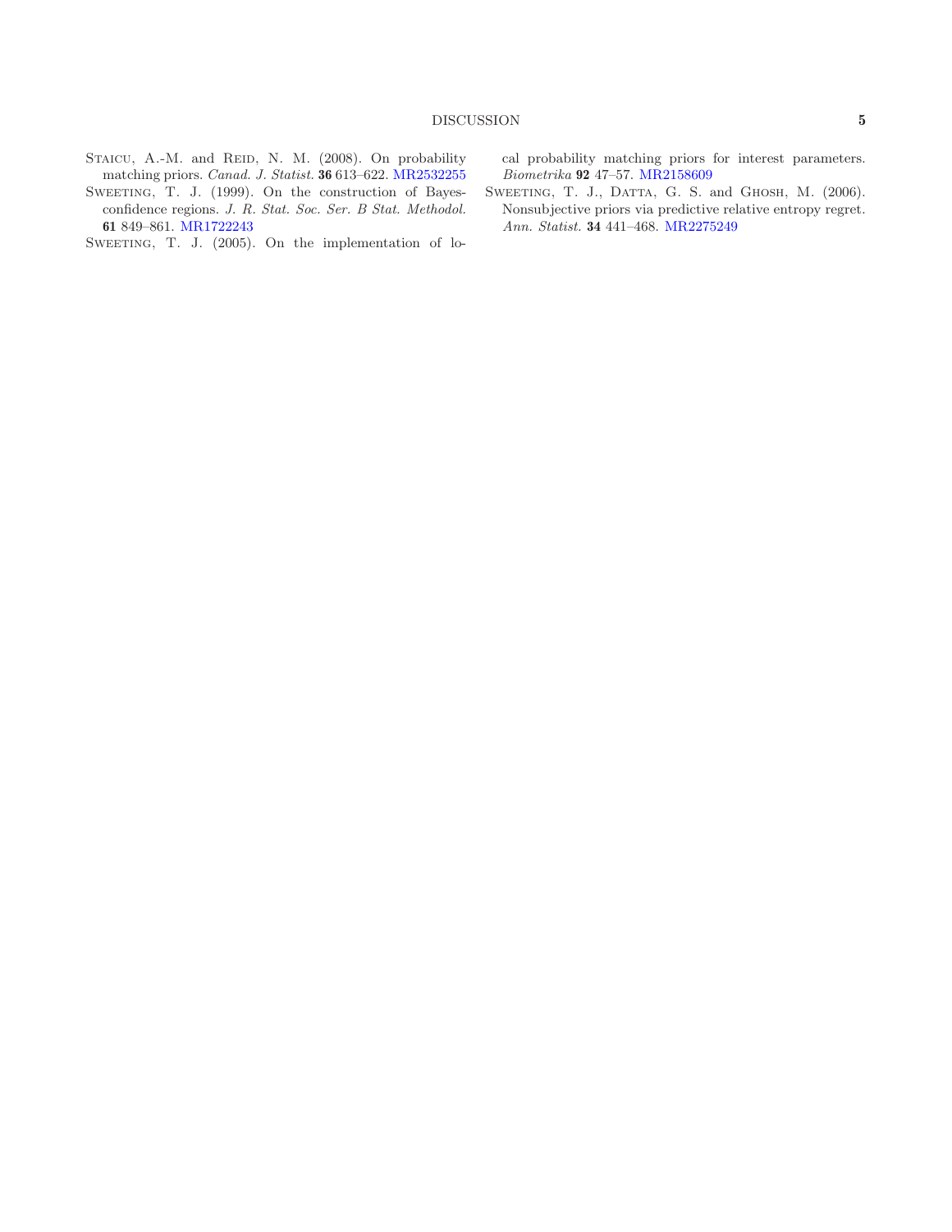Staicu, A.-M. and Reid, N. M. (2008). On probability matching priors. *Canad. J. Statist.* **36** 613–622. MR2532255

Sweeting, T. J. (1999). On the construction of Bayes-confidence regions. *J. R. Stat. Soc. Ser. B Stat. Methodol.* **61** 849–861. MR1722243

Sweeting, T. J. (2005). On the implementation of local probability matching priors for interest parameters. *Biometrika* **92** 47–57. MR2158609

Sweeting, T. J., Datta, G. S. and Ghosh, M. (2006). Nonsubjective priors via predictive relative entropy regret. *Ann. Statist.* **34** 441–468. MR2275249